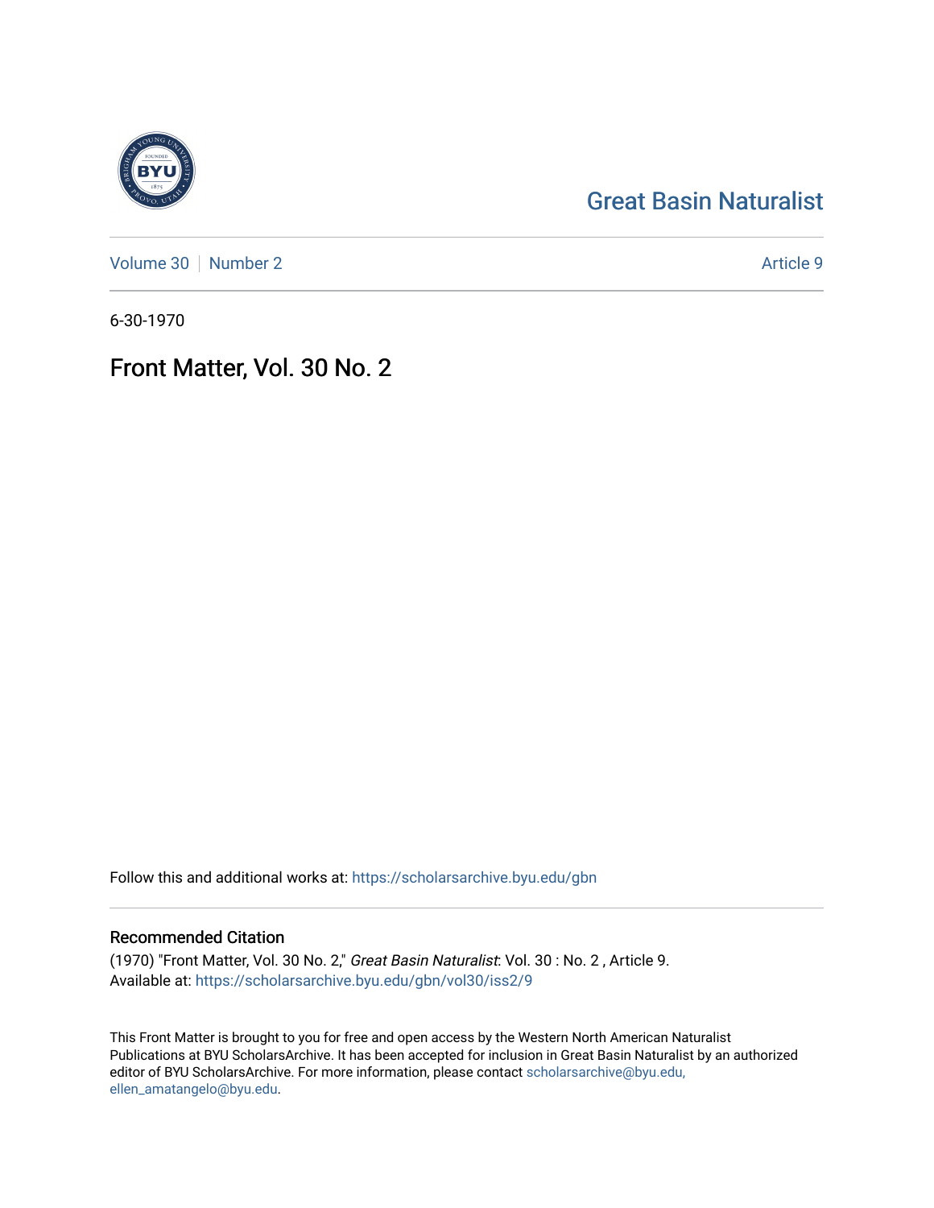Great Basin Naturalist

Volume 30 | Number 2 Article 9

6-30-1970

# Front Matter, Vol. 30 No. 2

Follow this and additional works at: https://scholarsarchive.byu.edu/gbn

## Recommended Citation

(1970) "Front Matter, Vol. 30 No. 2," *Great Basin Naturalist*: Vol. 30 : No. 2 , Article 9.
Available at: https://scholarsarchive.byu.edu/gbn/vol30/iss2/9

This Front Matter is brought to you for free and open access by the Western North American Naturalist Publications at BYU ScholarsArchive. It has been accepted for inclusion in Great Basin Naturalist by an authorized editor of BYU ScholarsArchive. For more information, please contact scholarsarchive@byu.edu, ellen_amatangelo@byu.edu.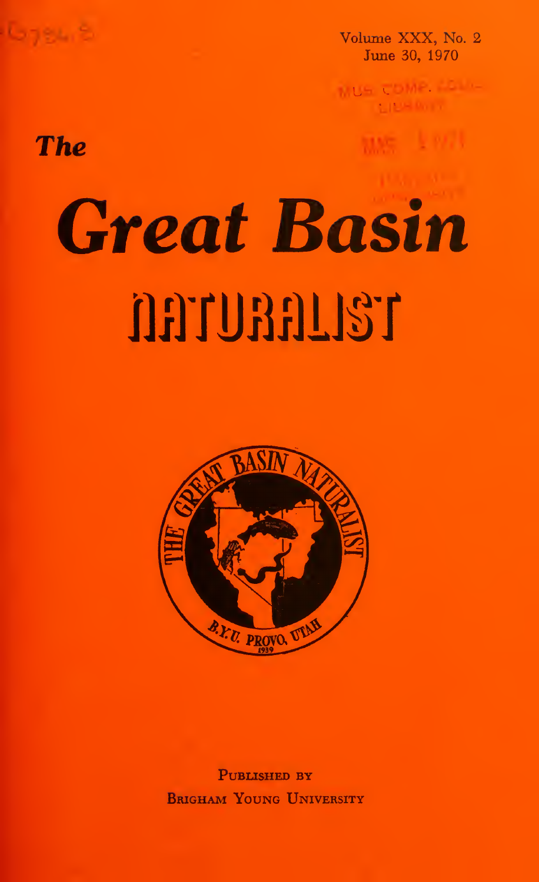Volume XXX, No. 2
June 30, 1970

*The*

# *Great Basin*

# NATURALIST

PUBLISHED BY
BRIGHAM YOUNG UNIVERSITY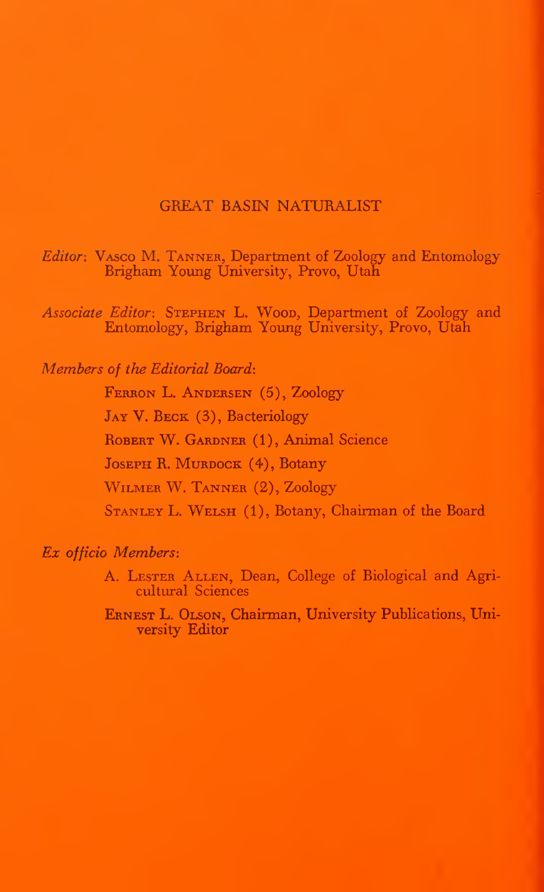# GREAT BASIN NATURALIST

*Editor*: Vasco M. Tanner, Department of Zoology and Entomology Brigham Young University, Provo, Utah

*Associate Editor*: Stephen L. Wood, Department of Zoology and Entomology, Brigham Young University, Provo, Utah

*Members of the Editorial Board*:

Ferron L. Andersen (5), Zoology

Jay V. Beck (3), Bacteriology

Robert W. Gardner (1), Animal Science

Joseph R. Murdock (4), Botany

Wilmer W. Tanner (2), Zoology

Stanley L. Welsh (1), Botany, Chairman of the Board

*Ex officio Members*:

A. Lester Allen, Dean, College of Biological and Agricultural Sciences

Ernest L. Olson, Chairman, University Publications, University Editor